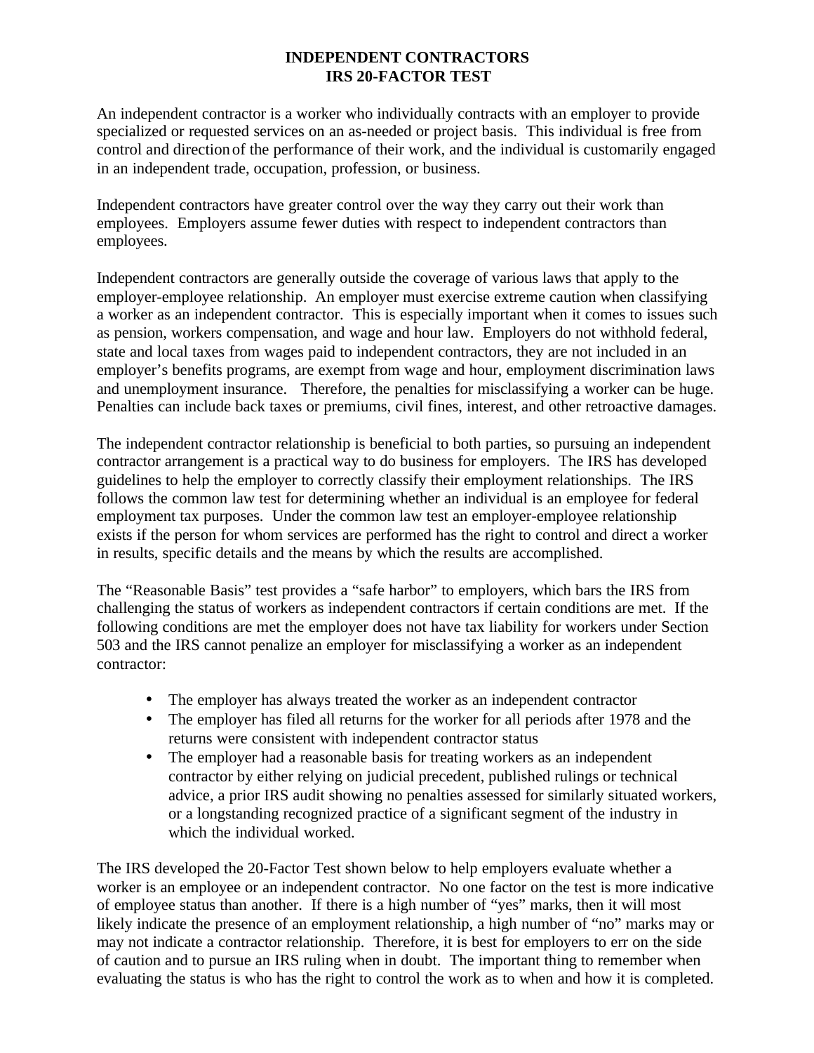# INDEPENDENT CONTRACTORS
# IRS 20-FACTOR TEST

An independent contractor is a worker who individually contracts with an employer to provide specialized or requested services on an as-needed or project basis. This individual is free from control and direction of the performance of their work, and the individual is customarily engaged in an independent trade, occupation, profession, or business.

Independent contractors have greater control over the way they carry out their work than employees. Employers assume fewer duties with respect to independent contractors than employees.

Independent contractors are generally outside the coverage of various laws that apply to the employer-employee relationship. An employer must exercise extreme caution when classifying a worker as an independent contractor. This is especially important when it comes to issues such as pension, workers compensation, and wage and hour law. Employers do not withhold federal, state and local taxes from wages paid to independent contractors, they are not included in an employer's benefits programs, are exempt from wage and hour, employment discrimination laws and unemployment insurance. Therefore, the penalties for misclassifying a worker can be huge. Penalties can include back taxes or premiums, civil fines, interest, and other retroactive damages.

The independent contractor relationship is beneficial to both parties, so pursuing an independent contractor arrangement is a practical way to do business for employers. The IRS has developed guidelines to help the employer to correctly classify their employment relationships. The IRS follows the common law test for determining whether an individual is an employee for federal employment tax purposes. Under the common law test an employer-employee relationship exists if the person for whom services are performed has the right to control and direct a worker in results, specific details and the means by which the results are accomplished.

The "Reasonable Basis" test provides a "safe harbor" to employers, which bars the IRS from challenging the status of workers as independent contractors if certain conditions are met. If the following conditions are met the employer does not have tax liability for workers under Section 503 and the IRS cannot penalize an employer for misclassifying a worker as an independent contractor:

- The employer has always treated the worker as an independent contractor
- The employer has filed all returns for the worker for all periods after 1978 and the returns were consistent with independent contractor status
- The employer had a reasonable basis for treating workers as an independent contractor by either relying on judicial precedent, published rulings or technical advice, a prior IRS audit showing no penalties assessed for similarly situated workers, or a longstanding recognized practice of a significant segment of the industry in which the individual worked.

The IRS developed the 20-Factor Test shown below to help employers evaluate whether a worker is an employee or an independent contractor. No one factor on the test is more indicative of employee status than another. If there is a high number of "yes" marks, then it will most likely indicate the presence of an employment relationship, a high number of "no" marks may or may not indicate a contractor relationship. Therefore, it is best for employers to err on the side of caution and to pursue an IRS ruling when in doubt. The important thing to remember when evaluating the status is who has the right to control the work as to when and how it is completed.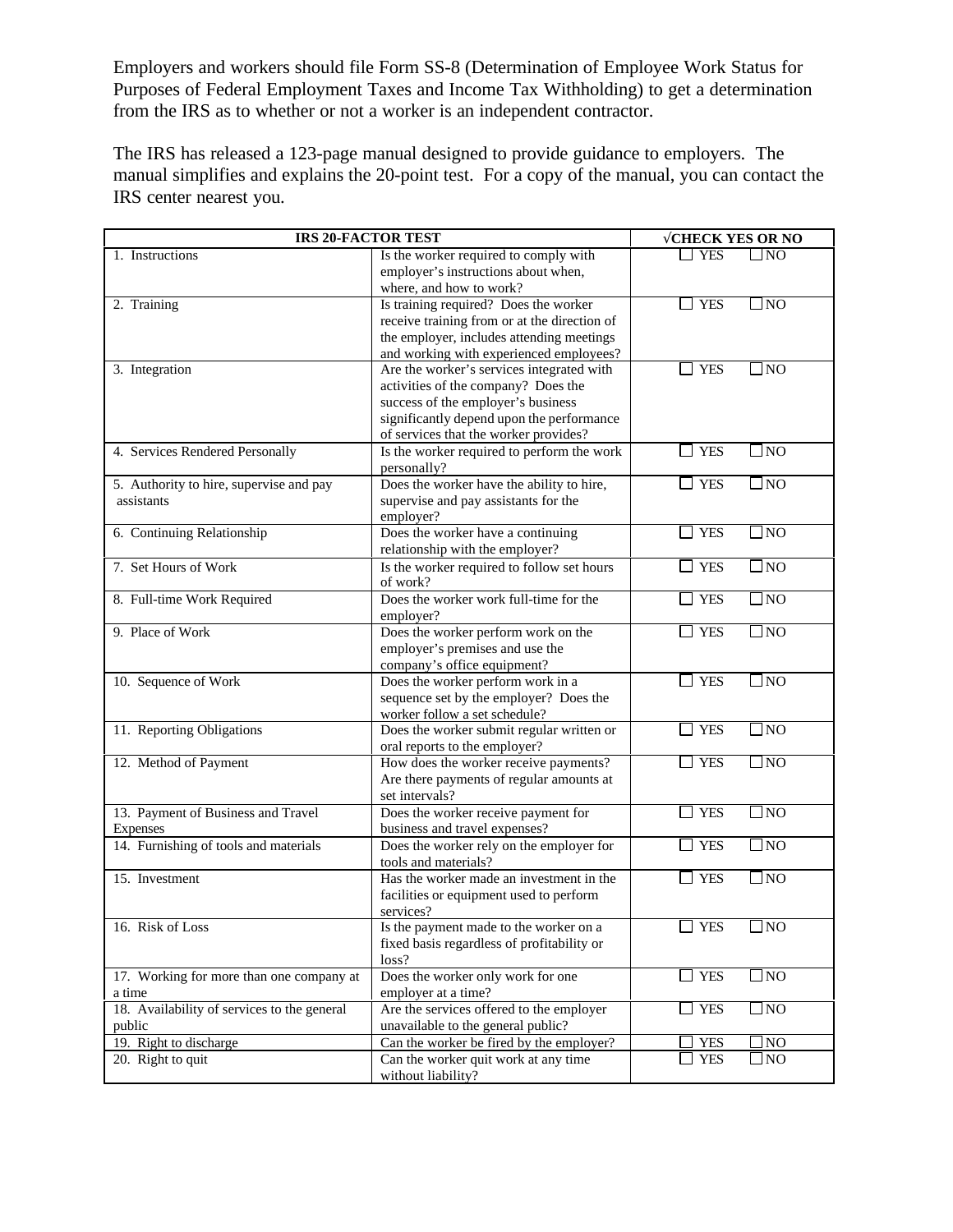Employers and workers should file Form SS-8 (Determination of Employee Work Status for Purposes of Federal Employment Taxes and Income Tax Withholding) to get a determination from the IRS as to whether or not a worker is an independent contractor.

The IRS has released a 123-page manual designed to provide guidance to employers. The manual simplifies and explains the 20-point test. For a copy of the manual, you can contact the IRS center nearest you.

| IRS 20-FACTOR TEST | | √CHECK YES OR NO |
|---|---|---|
| 1. Instructions | Is the worker required to comply with employer's instructions about when, where, and how to work? | ☐ YES ☐ NO |
| 2. Training | Is training required? Does the worker receive training from or at the direction of the employer, includes attending meetings and working with experienced employees? | ☐ YES ☐ NO |
| 3. Integration | Are the worker's services integrated with activities of the company? Does the success of the employer's business significantly depend upon the performance of services that the worker provides? | ☐ YES ☐ NO |
| 4. Services Rendered Personally | Is the worker required to perform the work personally? | ☐ YES ☐ NO |
| 5. Authority to hire, supervise and pay assistants | Does the worker have the ability to hire, supervise and pay assistants for the employer? | ☐ YES ☐ NO |
| 6. Continuing Relationship | Does the worker have a continuing relationship with the employer? | ☐ YES ☐ NO |
| 7. Set Hours of Work | Is the worker required to follow set hours of work? | ☐ YES ☐ NO |
| 8. Full-time Work Required | Does the worker work full-time for the employer? | ☐ YES ☐ NO |
| 9. Place of Work | Does the worker perform work on the employer's premises and use the company's office equipment? | ☐ YES ☐ NO |
| 10. Sequence of Work | Does the worker perform work in a sequence set by the employer? Does the worker follow a set schedule? | ☐ YES ☐ NO |
| 11. Reporting Obligations | Does the worker submit regular written or oral reports to the employer? | ☐ YES ☐ NO |
| 12. Method of Payment | How does the worker receive payments? Are there payments of regular amounts at set intervals? | ☐ YES ☐ NO |
| 13. Payment of Business and Travel Expenses | Does the worker receive payment for business and travel expenses? | ☐ YES ☐ NO |
| 14. Furnishing of tools and materials | Does the worker rely on the employer for tools and materials? | ☐ YES ☐ NO |
| 15. Investment | Has the worker made an investment in the facilities or equipment used to perform services? | ☐ YES ☐ NO |
| 16. Risk of Loss | Is the payment made to the worker on a fixed basis regardless of profitability or loss? | ☐ YES ☐ NO |
| 17. Working for more than one company at a time | Does the worker only work for one employer at a time? | ☐ YES ☐ NO |
| 18. Availability of services to the general public | Are the services offered to the employer unavailable to the general public? | ☐ YES ☐ NO |
| 19. Right to discharge | Can the worker be fired by the employer? | ☐ YES ☐ NO |
| 20. Right to quit | Can the worker quit work at any time without liability? | ☐ YES ☐ NO |